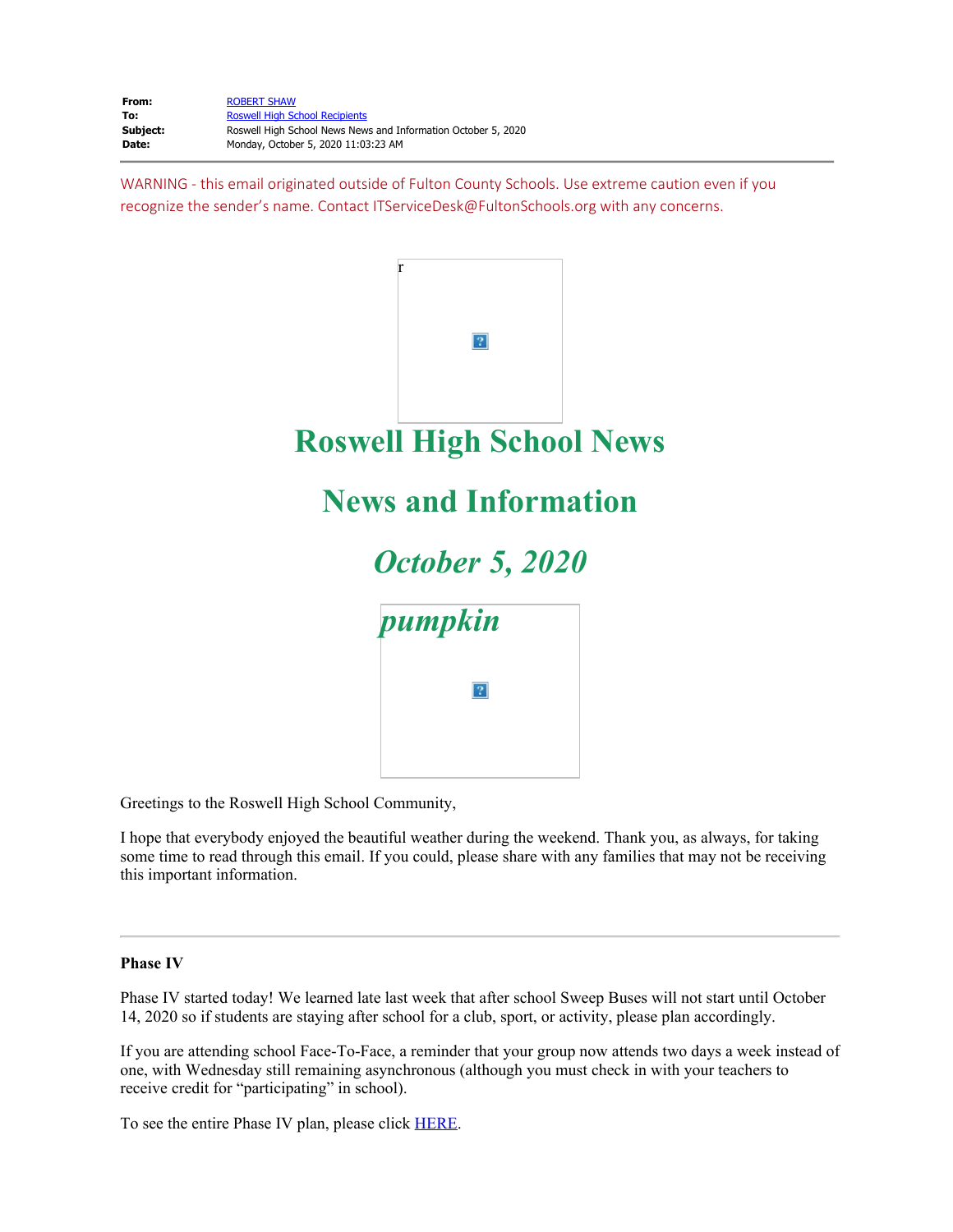| | |
|---|---|
| **From:** | ROBERT SHAW |
| **To:** | Roswell High School Recipients |
| **Subject:** | Roswell High School News News and Information October 5, 2020 |
| **Date:** | Monday, October 5, 2020 11:03:23 AM |

WARNING - this email originated outside of Fulton County Schools. Use extreme caution even if you recognize the sender's name. Contact ITServiceDesk@FultonSchools.org with any concerns.

r

# Roswell High School News

# News and Information

# *October 5, 2020*

*pumpkin*

Greetings to the Roswell High School Community,

I hope that everybody enjoyed the beautiful weather during the weekend. Thank you, as always, for taking some time to read through this email. If you could, please share with any families that may not be receiving this important information.

---

**Phase IV**

Phase IV started today! We learned late last week that after school Sweep Buses will not start until October 14, 2020 so if students are staying after school for a club, sport, or activity, please plan accordingly.

If you are attending school Face-To-Face, a reminder that your group now attends two days a week instead of one, with Wednesday still remaining asynchronous (although you must check in with your teachers to receive credit for "participating" in school).

To see the entire Phase IV plan, please click HERE.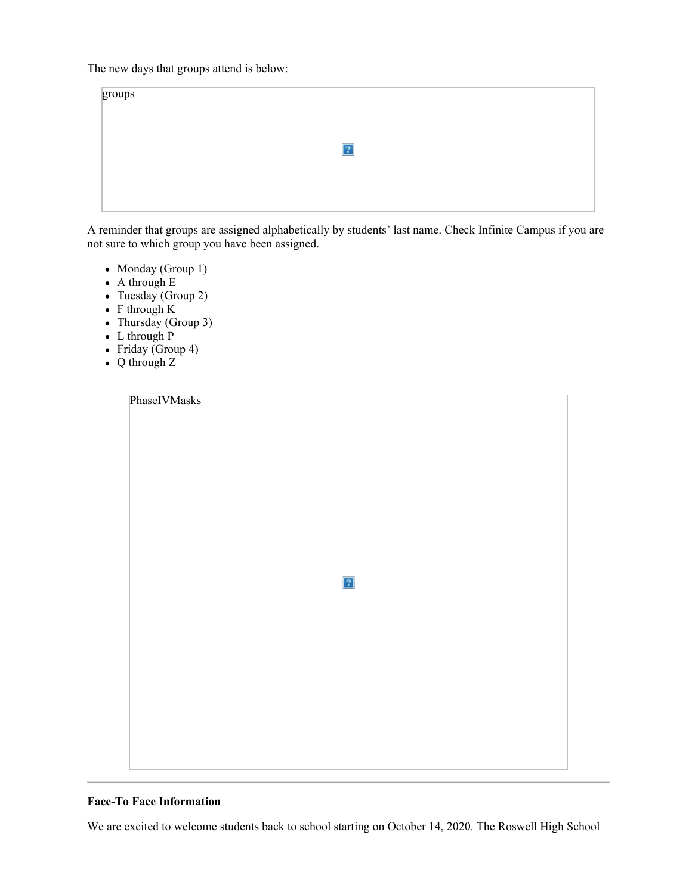The new days that groups attend is below:

groups

A reminder that groups are assigned alphabetically by students' last name. Check Infinite Campus if you are not sure to which group you have been assigned.

- Monday (Group 1)
- A through E
- Tuesday (Group 2)
- F through K
- Thursday (Group 3)
- L through P
- Friday (Group 4)
- Q through Z

PhaseIVMasks

---

**Face-To Face Information**

We are excited to welcome students back to school starting on October 14, 2020. The Roswell High School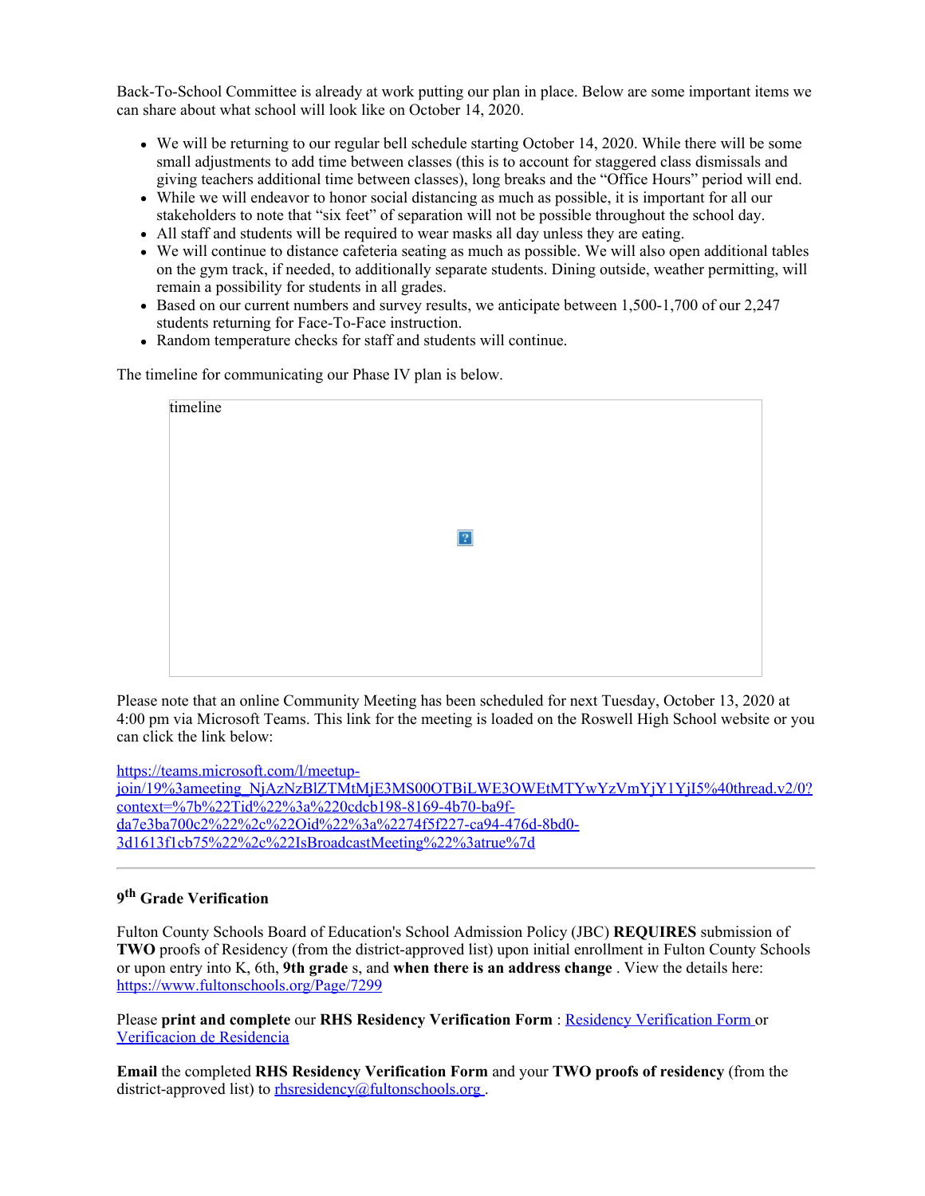Back-To-School Committee is already at work putting our plan in place. Below are some important items we can share about what school will look like on October 14, 2020.

- We will be returning to our regular bell schedule starting October 14, 2020. While there will be some small adjustments to add time between classes (this is to account for staggered class dismissals and giving teachers additional time between classes), long breaks and the "Office Hours" period will end.
- While we will endeavor to honor social distancing as much as possible, it is important for all our stakeholders to note that "six feet" of separation will not be possible throughout the school day.
- All staff and students will be required to wear masks all day unless they are eating.
- We will continue to distance cafeteria seating as much as possible. We will also open additional tables on the gym track, if needed, to additionally separate students. Dining outside, weather permitting, will remain a possibility for students in all grades.
- Based on our current numbers and survey results, we anticipate between 1,500-1,700 of our 2,247 students returning for Face-To-Face instruction.
- Random temperature checks for staff and students will continue.

The timeline for communicating our Phase IV plan is below.

timeline

Please note that an online Community Meeting has been scheduled for next Tuesday, October 13, 2020 at 4:00 pm via Microsoft Teams. This link for the meeting is loaded on the Roswell High School website or you can click the link below:

https://teams.microsoft.com/l/meetup-join/19%3ameeting_NjAzNzBlZTMtMjE3MS00OTBiLWE3OWEtMTYwYzVmYjY1YjI5%40thread.v2/0?context=%7b%22Tid%22%3a%220cdcb198-8169-4b70-ba9f-da7e3ba700c2%22%2c%22Oid%22%3a%2274f5f227-ca94-476d-8bd0-3d1613f1cb75%22%2c%22IsBroadcastMeeting%22%3atrue%7d

---

### 9th Grade Verification

Fulton County Schools Board of Education's School Admission Policy (JBC) **REQUIRES** submission of **TWO** proofs of Residency (from the district-approved list) upon initial enrollment in Fulton County Schools or upon entry into K, 6th, **9th grade** s, and **when there is an address change** . View the details here: https://www.fultonschools.org/Page/7299

Please **print and complete** our **RHS Residency Verification Form** : Residency Verification Form or Verificacion de Residencia

**Email** the completed **RHS Residency Verification Form** and your **TWO proofs of residency** (from the district-approved list) to rhsresidency@fultonschools.org .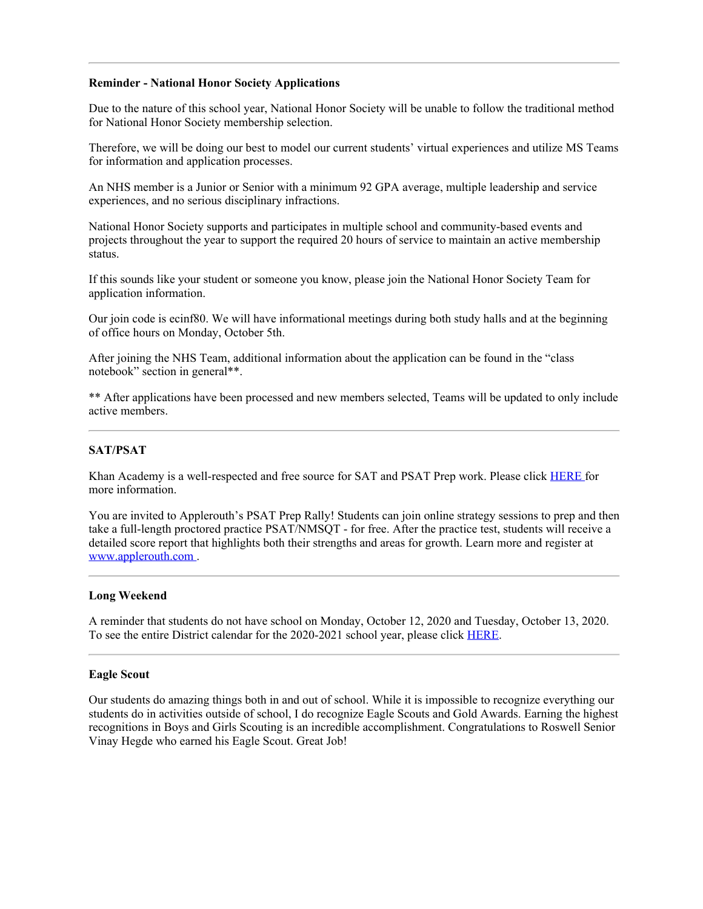---

**Reminder - National Honor Society Applications**

Due to the nature of this school year, National Honor Society will be unable to follow the traditional method for National Honor Society membership selection.

Therefore, we will be doing our best to model our current students' virtual experiences and utilize MS Teams for information and application processes.

An NHS member is a Junior or Senior with a minimum 92 GPA average, multiple leadership and service experiences, and no serious disciplinary infractions.

National Honor Society supports and participates in multiple school and community-based events and projects throughout the year to support the required 20 hours of service to maintain an active membership status.

If this sounds like your student or someone you know, please join the National Honor Society Team for application information.

Our join code is ecinf80. We will have informational meetings during both study halls and at the beginning of office hours on Monday, October 5th.

After joining the NHS Team, additional information about the application can be found in the "class notebook" section in general**.

** After applications have been processed and new members selected, Teams will be updated to only include active members.

---

**SAT/PSAT**

Khan Academy is a well-respected and free source for SAT and PSAT Prep work. Please click HERE for more information.

You are invited to Applerouth's PSAT Prep Rally! Students can join online strategy sessions to prep and then take a full-length proctored practice PSAT/NMSQT - for free. After the practice test, students will receive a detailed score report that highlights both their strengths and areas for growth. Learn more and register at www.applerouth.com .

---

**Long Weekend**

A reminder that students do not have school on Monday, October 12, 2020 and Tuesday, October 13, 2020. To see the entire District calendar for the 2020-2021 school year, please click HERE.

---

**Eagle Scout**

Our students do amazing things both in and out of school. While it is impossible to recognize everything our students do in activities outside of school, I do recognize Eagle Scouts and Gold Awards. Earning the highest recognitions in Boys and Girls Scouting is an incredible accomplishment. Congratulations to Roswell Senior Vinay Hegde who earned his Eagle Scout. Great Job!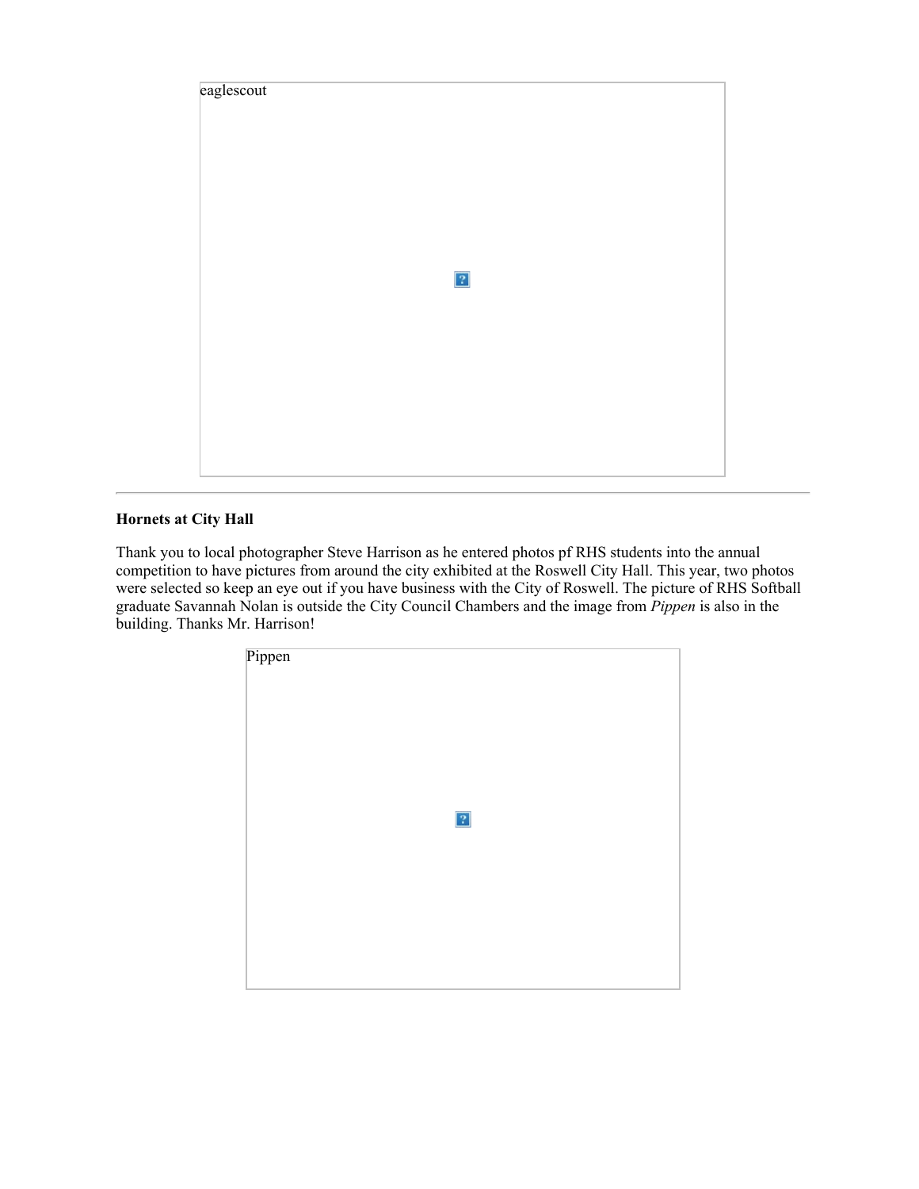eaglescout

---

**Hornets at City Hall**

Thank you to local photographer Steve Harrison as he entered photos pf RHS students into the annual competition to have pictures from around the city exhibited at the Roswell City Hall. This year, two photos were selected so keep an eye out if you have business with the City of Roswell. The picture of RHS Softball graduate Savannah Nolan is outside the City Council Chambers and the image from *Pippen* is also in the building. Thanks Mr. Harrison!

Pippen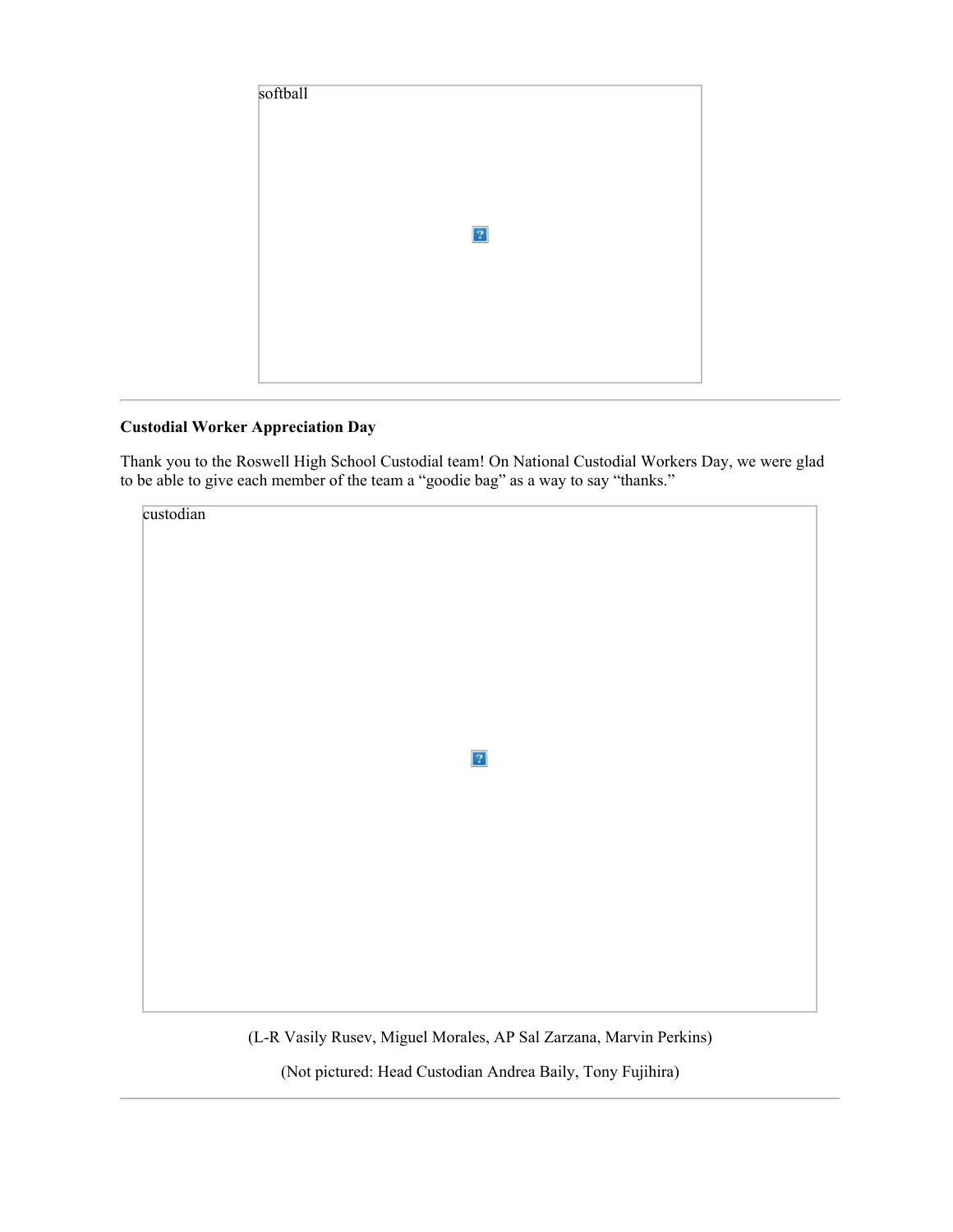softball

---

**Custodial Worker Appreciation Day**

Thank you to the Roswell High School Custodial team! On National Custodial Workers Day, we were glad to be able to give each member of the team a “goodie bag” as a way to say “thanks.”

custodian

(L-R Vasily Rusev, Miguel Morales, AP Sal Zarzana, Marvin Perkins)

(Not pictured: Head Custodian Andrea Baily, Tony Fujihira)

---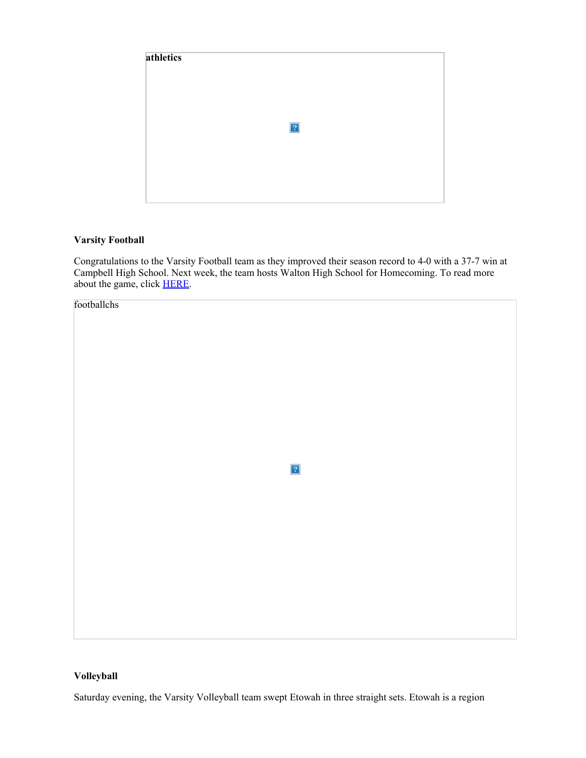**athletics**

**Varsity Football**

Congratulations to the Varsity Football team as they improved their season record to 4-0 with a 37-7 win at Campbell High School. Next week, the team hosts Walton High School for Homecoming. To read more about the game, click HERE.

footballchs

**Volleyball**

Saturday evening, the Varsity Volleyball team swept Etowah in three straight sets. Etowah is a region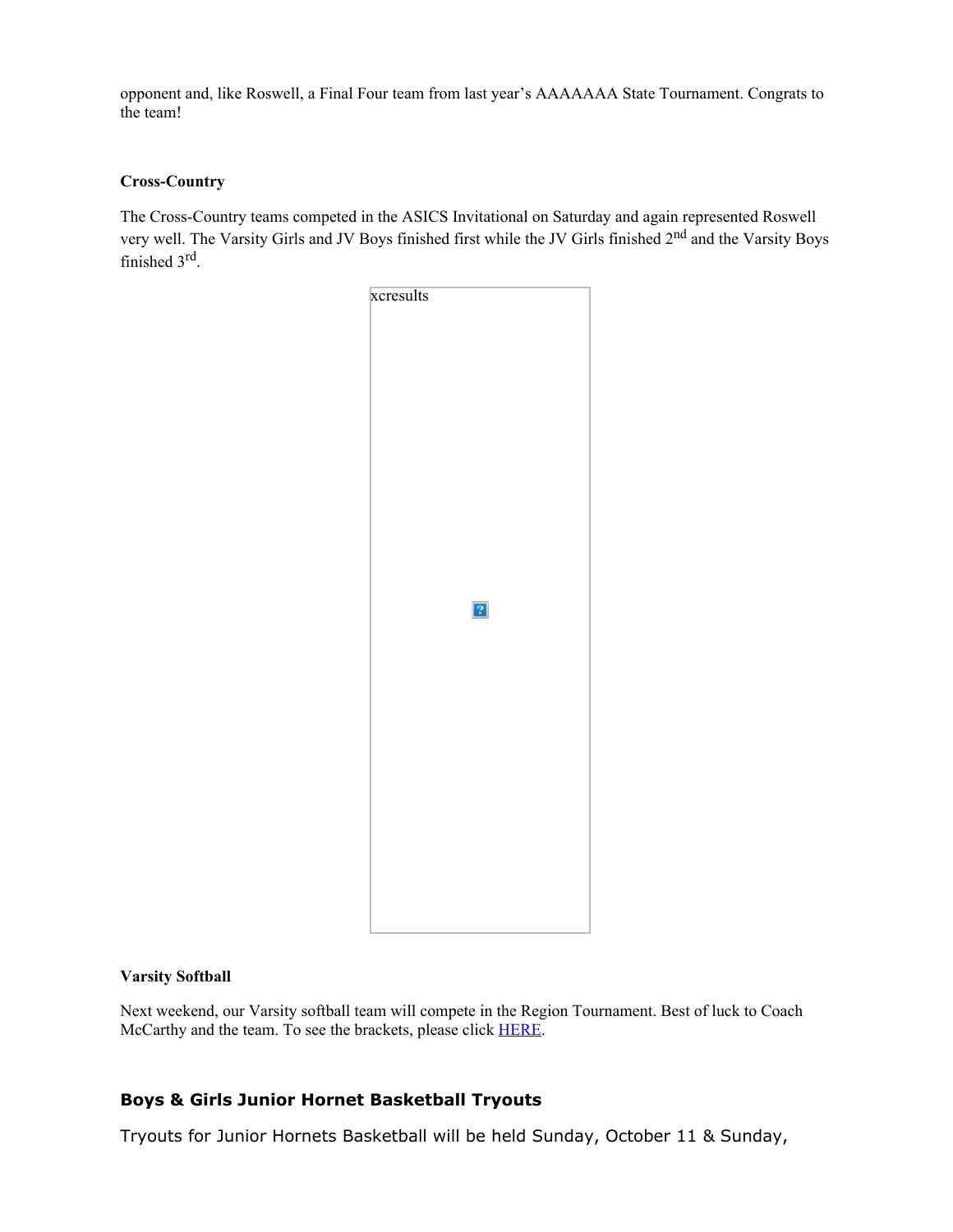opponent and, like Roswell, a Final Four team from last year's AAAAAAA State Tournament. Congrats to the team!

**Cross-Country**

The Cross-Country teams competed in the ASICS Invitational on Saturday and again represented Roswell very well. The Varsity Girls and JV Boys finished first while the JV Girls finished 2nd and the Varsity Boys finished 3rd.

xcresults

**Varsity Softball**

Next weekend, our Varsity softball team will compete in the Region Tournament. Best of luck to Coach McCarthy and the team. To see the brackets, please click HERE.

**Boys & Girls Junior Hornet Basketball Tryouts**

Tryouts for Junior Hornets Basketball will be held Sunday, October 11 & Sunday,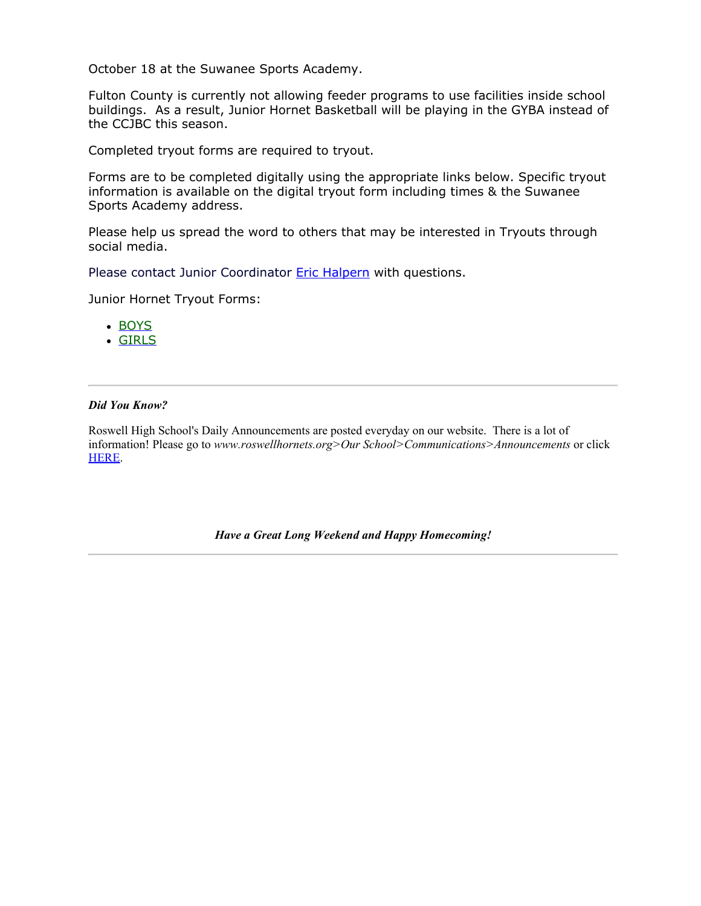October 18 at the Suwanee Sports Academy.

Fulton County is currently not allowing feeder programs to use facilities inside school buildings. As a result, Junior Hornet Basketball will be playing in the GYBA instead of the CCJBC this season.

Completed tryout forms are required to tryout.

Forms are to be completed digitally using the appropriate links below. Specific tryout information is available on the digital tryout form including times & the Suwanee Sports Academy address.

Please help us spread the word to others that may be interested in Tryouts through social media.

Please contact Junior Coordinator Eric Halpern with questions.

Junior Hornet Tryout Forms:

- BOYS
- GIRLS

---

***Did You Know?***

Roswell High School's Daily Announcements are posted everyday on our website. There is a lot of information! Please go to *www.roswellhornets.org>Our School>Communications>Announcements* or click HERE.

***Have a Great Long Weekend and Happy Homecoming!***

---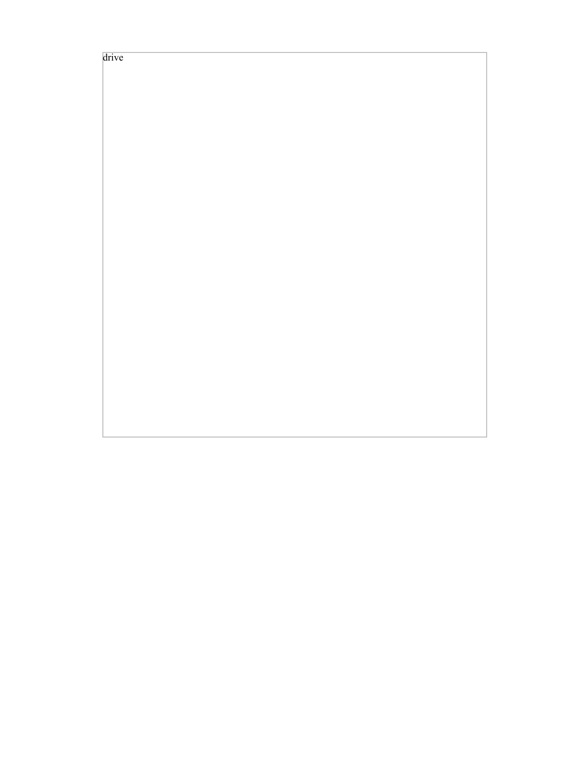drive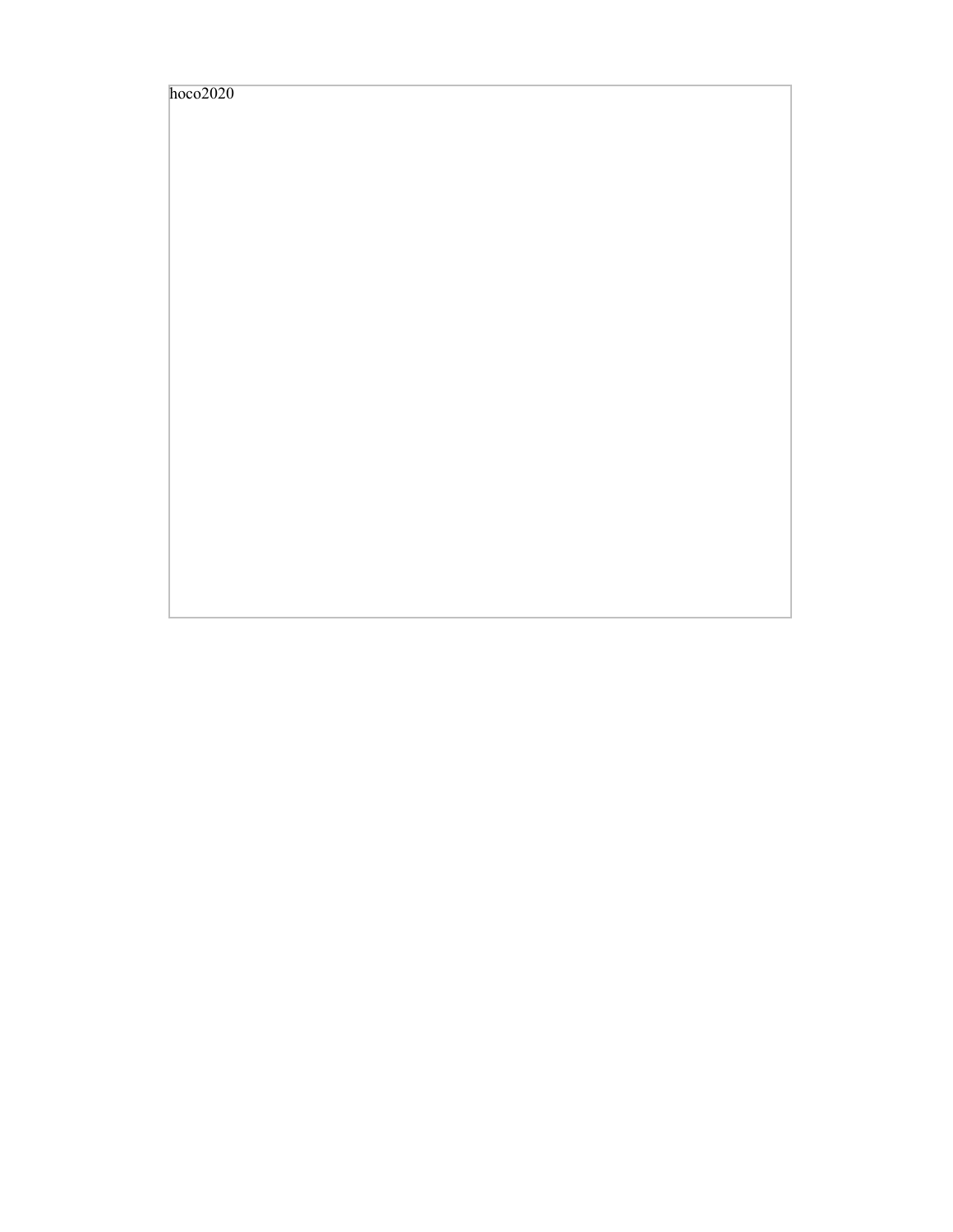hoco2020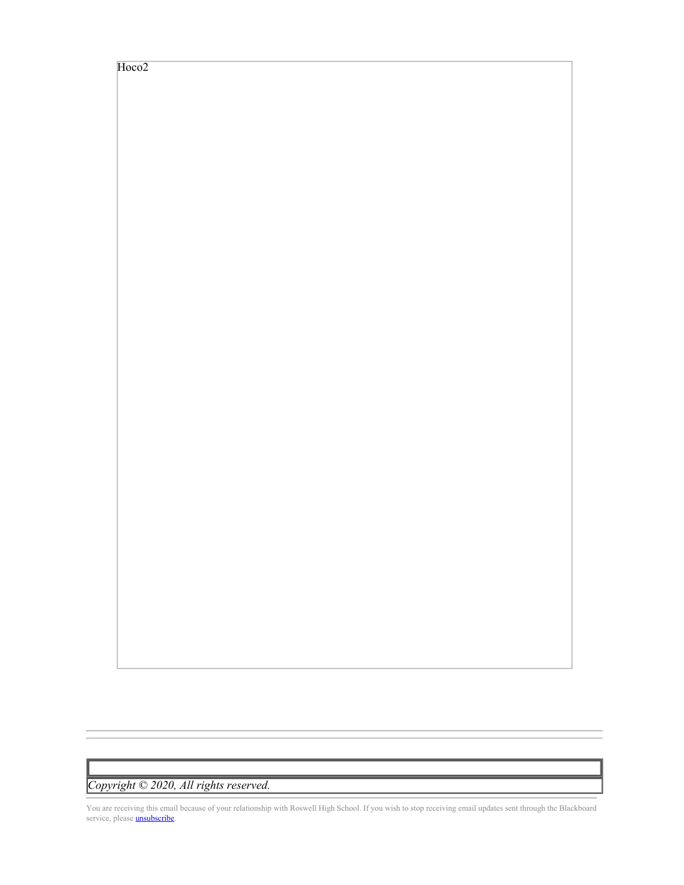Hoco2

---

*Copyright © 2020, All rights reserved.*

You are receiving this email because of your relationship with Roswell High School. If you wish to stop receiving email updates sent through the Blackboard service, please unsubscribe.